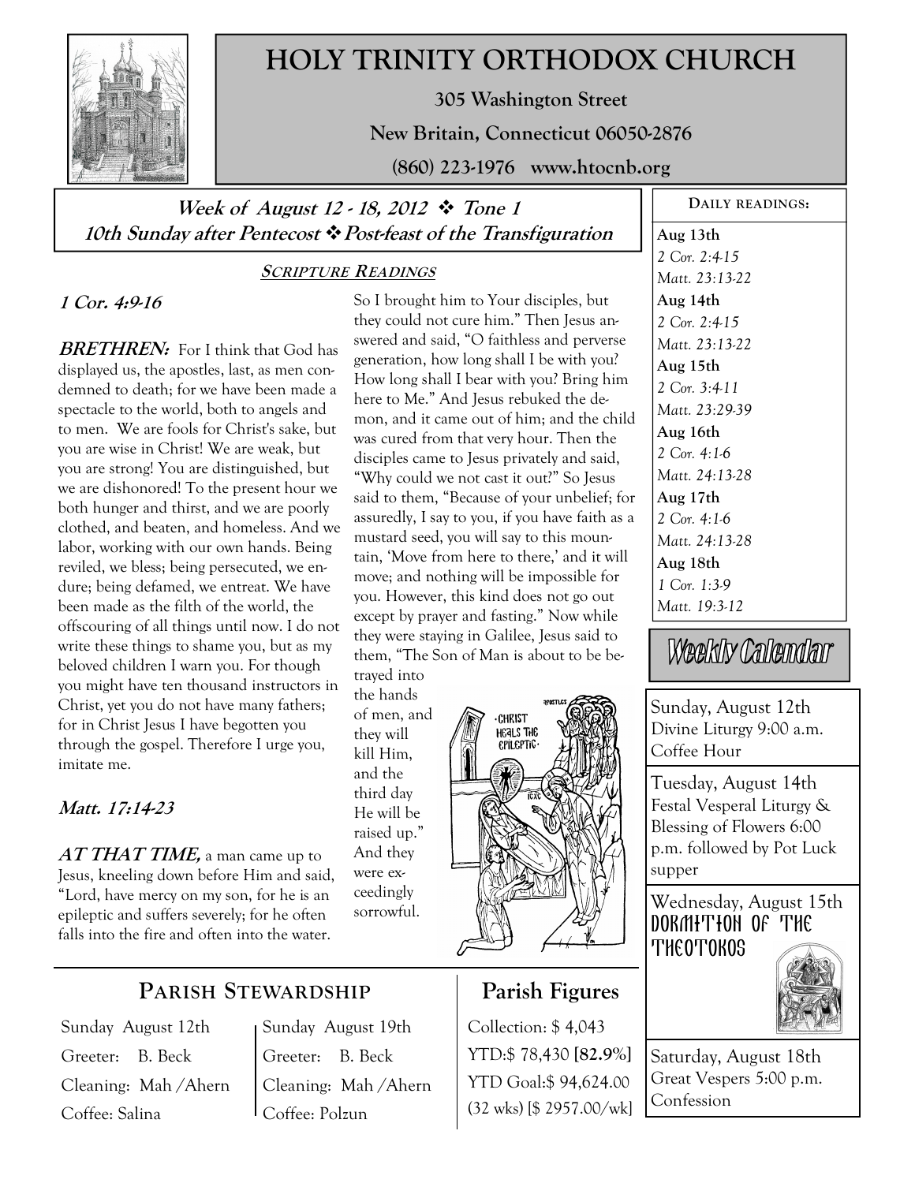# HOLY TRINITY ORTHODOX CHURCH

**305 Washington Street**

**New Britain, Connecticut 06050-2876**

**(860) 223-1976 www.htocnb.org**

***Week of August 12 - 18, 2012 ❖ Tone 1***

***10th Sunday after Pentecost ❖ Post-feast of the Transfiguration***

## SCRIPTURE READINGS

***1 Cor. 4:9-16***

***BRETHREN:*** For I think that God has displayed us, the apostles, last, as men condemned to death; for we have been made a spectacle to the world, both to angels and to men. We are fools for Christ's sake, but you are wise in Christ! We are weak, but you are strong! You are distinguished, but we are dishonored! To the present hour we both hunger and thirst, and we are poorly clothed, and beaten, and homeless. And we labor, working with our own hands. Being reviled, we bless; being persecuted, we endure; being defamed, we entreat. We have been made as the filth of the world, the offscouring of all things until now. I do not write these things to shame you, but as my beloved children I warn you. For though you might have ten thousand instructors in Christ, yet you do not have many fathers; for in Christ Jesus I have begotten you through the gospel. Therefore I urge you, imitate me.

***Matt. 17:14-23***

***AT THAT TIME,*** a man came up to Jesus, kneeling down before Him and said, "Lord, have mercy on my son, for he is an epileptic and suffers severely; for he often falls into the fire and often into the water. So I brought him to Your disciples, but they could not cure him." Then Jesus answered and said, "O faithless and perverse generation, how long shall I be with you? How long shall I bear with you? Bring him here to Me." And Jesus rebuked the demon, and it came out of him; and the child was cured from that very hour. Then the disciples came to Jesus privately and said, "Why could we not cast it out?" So Jesus said to them, "Because of your unbelief; for assuredly, I say to you, if you have faith as a mustard seed, you will say to this mountain, 'Move from here to there,' and it will move; and nothing will be impossible for you. However, this kind does not go out except by prayer and fasting." Now while they were staying in Galilee, Jesus said to them, "The Son of Man is about to be betrayed into the hands of men, and they will kill Him, and the third day He will be raised up." And they were exceedingly sorrowful.

## DAILY READINGS:

**Aug 13th**
*2 Cor. 2:4-15*
*Matt. 23:13-22*

**Aug 14th**
*2 Cor. 2:4-15*
*Matt. 23:13-22*

**Aug 15th**
*2 Cor. 3:4-11*
*Matt. 23:29-39*

**Aug 16th**
*2 Cor. 4:1-6*
*Matt. 24:13-28*

**Aug 17th**
*2 Cor. 4:1-6*
*Matt. 24:13-28*

**Aug 18th**
*1 Cor. 1:3-9*
*Matt. 19:3-12*

## Weekly Calendar

Sunday, August 12th
Divine Liturgy 9:00 a.m.
Coffee Hour

Tuesday, August 14th
Festal Vesperal Liturgy & Blessing of Flowers 6:00 p.m. followed by Pot Luck supper

Wednesday, August 15th
DORMITION OF THE THEOTOKOS

Saturday, August 18th
Great Vespers 5:00 p.m.
Confession

## PARISH STEWARDSHIP

| Sunday August 12th | Sunday August 19th |
|---|---|
| Greeter: B. Beck | Greeter: B. Beck |
| Cleaning: Mah /Ahern | Cleaning: Mah /Ahern |
| Coffee: Salina | Coffee: Polzun |

## Parish Figures

Collection: $ 4,043

YTD:$ 78,430 [**82.9%**]

YTD Goal:$ 94,624.00

(32 wks) [$ 2957.00/wk]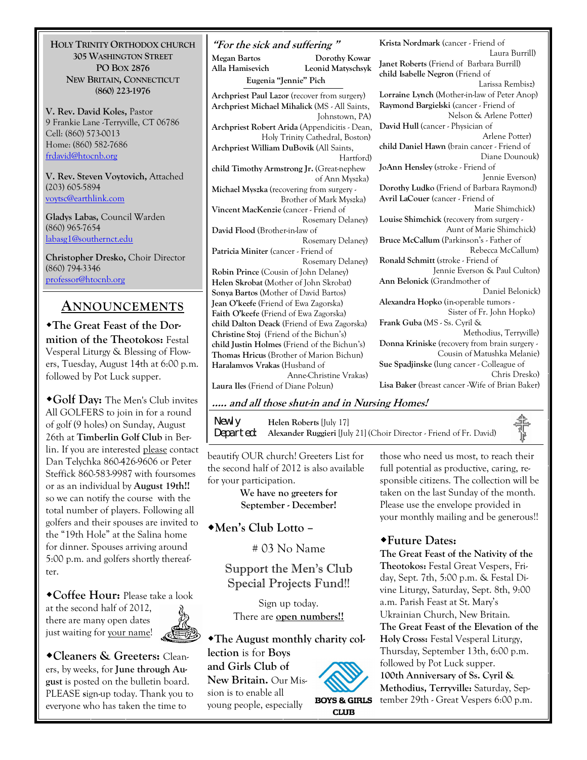**Holy Trinity Orthodox Church**
**305 Washington Street**
**PO Box 2876**
**New Britain, Connecticut**
**(860) 223-1976**

**V. Rev. David Koles,** Pastor
9 Frankie Lane -Terryville, CT 06786
Cell: (860) 573-0013
Home: (860) 582-7686
frdavid@htocnb.org

**V. Rev. Steven Voytovich,** Attached
(203) 605-5894
voytsc@earthlink.com

**Gladys Labas,** Council Warden
(860) 965-7654
labasg1@southernct.edu

**Christopher Dresko,** Choir Director
(860) 794-3346
professor@htocnb.org

## Announcements

◆**The Great Feast of the Dormition of the Theotokos:** Festal Vesperal Liturgy & Blessing of Flowers, Tuesday, August 14th at 6:00 p.m. followed by Pot Luck supper.

◆**Golf Day:** The Men's Club invites All GOLFERS to join in for a round of golf (9 holes) on Sunday, August 26th at **Timberlin Golf Club** in Berlin. If you are interested please contact Dan Telychka 860-426-9606 or Peter Steffick 860-583-9987 with foursomes or as an individual by **August 19th!!** so we can notify the course with the total number of players. Following all golfers and their spouses are invited to the "19th Hole" at the Salina home for dinner. Spouses arriving around 5:00 p.m. and golfers shortly thereafter.

◆**Coffee Hour:** Please take a look at the second half of 2012, there are many open dates just waiting for your name!

◆**Cleaners & Greeters:** Cleaners, by weeks, for **June through August** is posted on the bulletin board. PLEASE sign-up today. Thank you to everyone who has taken the time to beautify OUR church! Greeters List for the second half of 2012 is also available for your participation.

**We have no greeters for September - December!**

◆**Men's Club Lotto –**

# 03 No Name

Support the Men's Club Special Projects Fund!!

Sign up today.
There are open numbers!!

◆**The August monthly charity collection** is for **Boys and Girls Club of New Britain.** Our Mission is to enable all young people, especially those who need us most, to reach their full potential as productive, caring, responsible citizens. The collection will be taken on the last Sunday of the month. Please use the envelope provided in your monthly mailing and be generous!!

◆**Future Dates:**

**The Great Feast of the Nativity of the Theotokos:** Festal Great Vespers, Friday, Sept. 7th, 5:00 p.m. & Festal Divine Liturgy, Saturday, Sept. 8th, 9:00 a.m. Parish Feast at St. Mary's Ukrainian Church, New Britain.

**The Great Feast of the Elevation of the Holy Cross:** Festal Vesperal Liturgy, Thursday, September 13th, 6:00 p.m. followed by Pot Luck supper.

**100th Anniversary of Ss. Cyril & Methodius, Terryville:** Saturday, September 29th - Great Vespers 6:00 p.m.

## *"For the sick and suffering"*

**Megan Bartos**
**Dorothy Kowar**
**Alla Hamisevich**
**Leonid Matyschsyk**
**Eugenia "Jennie" Pich**

**Archpriest Paul Lazor** (recover from surgery)
**Archpriest Michael Mihalick** (MS - All Saints, Johnstown, PA)
**Archpriest Robert Arida** (Appendicitis - Dean, Holy Trinity Cathedral, Boston)
**Archpriest William DuBovik** (All Saints, Hartford)
**child Timothy Armstrong Jr.** (Great-nephew of Ann Myszka)
**Michael Myszka** (recovering from surgery - Brother of Mark Myszka)
**Vincent MacKenzie** (cancer - Friend of Rosemary Delaney)
**David Flood** (Brother-in-law of Rosemary Delaney)
**Patricia Miniter** (cancer - Friend of Rosemary Delaney)
**Robin Prince** (Cousin of John Delaney)
**Helen Skrobat** (Mother of John Skrobat)
**Sonya Bartos** (Mother of David Bartos)
**Jean O'keefe** (Friend of Ewa Zagorska)
**Faith O'keefe** (Friend of Ewa Zagorska)
**child Dalton Deack** (Friend of Ewa Zagorska)
**Christine Stoj** (Friend of the Bichun's)
**child Justin Holmes** (Friend of the Bichun's)
**Thomas Hricus** (Brother of Marion Bichun)
**Haralamvos Vrakas** (Husband of Anne-Christine Vrakas)
**Laura Iles** (Friend of Diane Polzun)
**Krista Nordmark** (cancer - Friend of Laura Burrill)
**Janet Roberts** (Friend of Barbara Burrill)
**child Isabelle Negron** (Friend of Larissa Rembisz)
**Lorraine Lynch** (Mother-in-law of Peter Anop)
**Raymond Bargielski** (cancer - Friend of Nelson & Arlene Potter)
**David Hull** (cancer - Physician of Arlene Potter)
**child Daniel Hawn** (brain cancer - Friend of Diane Dounouk)
**JoAnn Hensley** (stroke - Friend of Jennie Everson)
**Dorothy Ludko** (Friend of Barbara Raymond)
**Avril LaCouer** (cancer - Friend of Marie Shimchick)
**Louise Shimchick** (recovery from surgery - Aunt of Marie Shimchick)
**Bruce McCallum** (Parkinson's - Father of Rebecca McCallum)
**Ronald Schmitt** (stroke - Friend of Jennie Everson & Paul Culton)
**Ann Belonick** (Grandmother of Daniel Belonick)
**Alexandra Hopko** (in-operable tumors - Sister of Fr. John Hopko)
**Frank Guba** (MS - Ss. Cyril & Methodius, Terryville)
**Donna Kriniske** (recovery from brain surgery - Cousin of Matushka Melanie)
**Sue Spadjinske** (lung cancer - Colleague of Chris Dresko)
**Lisa Baker** (breast cancer -Wife of Brian Baker)

***..... and all those shut-in and in Nursing Homes!***

Newly Departed: **Helen Roberts** [July 17]
**Alexander Ruggieri** [July 21] (Choir Director - Friend of Fr. David)